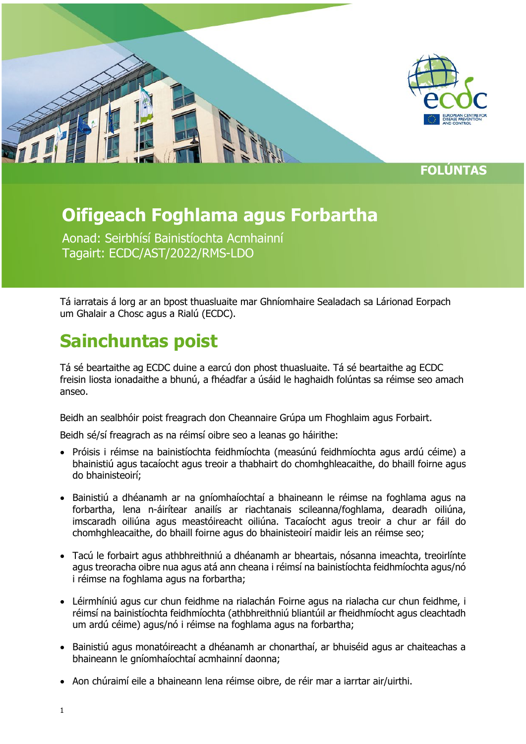FOLÚNTAS

# Oifigeach Foghlama agus Forbartha

Aonad: Seirbhísí Bainistíochta Acmhainní
Tagairt: ECDC/AST/2022/RMS-LDO

Tá iarratais á lorg ar an bpost thuasluaite mar Ghníomhaire Sealadach sa Lárionad Eorpach um Ghalair a Chosc agus a Rialú (ECDC).

## Sainchuntas poist

Tá sé beartaithe ag ECDC duine a earcú don phost thuasluaite. Tá sé beartaithe ag ECDC freisin liosta ionadaithe a bhunú, a fhéadfar a úsáid le haghaidh folúntas sa réimse seo amach anseo.

Beidh an sealbhóir poist freagrach don Cheannaire Grúpa um Fhoghlaim agus Forbairt.

Beidh sé/sí freagrach as na réimsí oibre seo a leanas go háirithe:

- Próisis i réimse na bainistíochta feidhmíochta (measúnú feidhmíochta agus ardú céime) a bhainistiú agus tacaíocht agus treoir a thabhairt do chomhghleacaithe, do bhaill foirne agus do bhainisteoirí;
- Bainistiú a dhéanamh ar na gníomhaíochtaí a bhaineann le réimse na foghlama agus na forbartha, lena n-áirítear anailís ar riachtanais scileanna/foghlama, dearadh oiliúna, imscaradh oiliúna agus meastóireacht oiliúna. Tacaíocht agus treoir a chur ar fáil do chomhghleacaithe, do bhaill foirne agus do bhainisteoirí maidir leis an réimse seo;
- Tacú le forbairt agus athbhreithniú a dhéanamh ar bheartais, nósanna imeachta, treoirlínte agus treoracha oibre nua agus atá ann cheana i réimsí na bainistíochta feidhmíochta agus/nó i réimse na foghlama agus na forbartha;
- Léirmhíniú agus cur chun feidhme na rialachán Foirne agus na rialacha cur chun feidhme, i réimsí na bainistíochta feidhmíochta (athbhreithniú bliantúil ar fheidhmíocht agus cleachtadh um ardú céime) agus/nó i réimse na foghlama agus na forbartha;
- Bainistiú agus monatóireacht a dhéanamh ar chonarthaí, ar bhuiséid agus ar chaiteachas a bhaineann le gníomhaíochtaí acmhainní daonna;
- Aon chúraimí eile a bhaineann lena réimse oibre, de réir mar a iarrtar air/uirthi.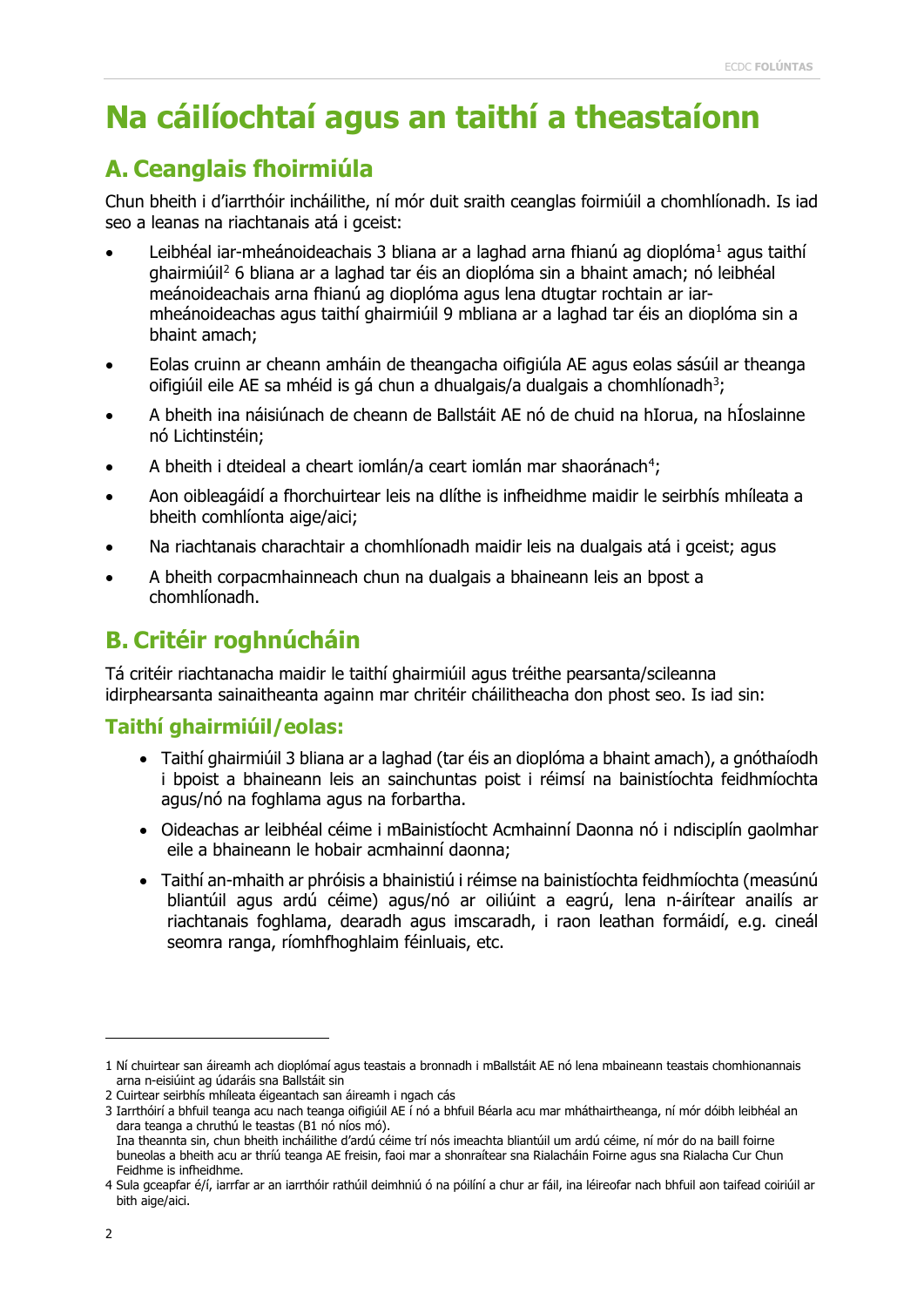# Na cáilíochtaí agus an taithí a theastaíonn

## A. Ceanglais fhoirmiúla

Chun bheith i d'iarrthóir incháilithe, ní mór duit sraith ceanglas foirmiúil a chomhlíonadh. Is iad seo a leanas na riachtanais atá i gceist:

- Leibhéal iar-mheánoideachais 3 bliana ar a laghad arna fhianú ag dioplóma[1] agus taithí ghairmiúil[2] 6 bliana ar a laghad tar éis an dioplóma sin a bhaint amach; nó leibhéal meánoideachais arna fhianú ag dioplóma agus lena dtugtar rochtain ar iar-mheánoideachas agus taithí ghairmiúil 9 mbliana ar a laghad tar éis an dioplóma sin a bhaint amach;
- Eolas cruinn ar cheann amháin de theangacha oifigiúla AE agus eolas sásúil ar theanga oifigiúil eile AE sa mhéid is gá chun a dhualgais/a dualgais a chomhlíonadh[3];
- A bheith ina náisiúnach de cheann de Ballstáit AE nó de chuid na hIorua, na hÍoslainne nó Lichtinstéin;
- A bheith i dteideal a cheart iomlán/a ceart iomlán mar shaoránach[4];
- Aon oibleagáidí a fhorchuirtear leis na dlíthe is infheidhme maidir le seirbhís mhíleata a bheith comhlíonta aige/aici;
- Na riachtanais charachtair a chomhlíonadh maidir leis na dualgais atá i gceist; agus
- A bheith corpacmhainneach chun na dualgais a bhaineann leis an bpost a chomhlíonadh.

## B. Critéir roghnúcháin

Tá critéir riachtanacha maidir le taithí ghairmiúil agus tréithe pearsanta/scileanna idirphearsanta sainaitheanta againn mar chritéir cháilitheacha don phost seo. Is iad sin:

### Taithí ghairmiúil/eolas:

- Taithí ghairmiúil 3 bliana ar a laghad (tar éis an dioplóma a bhaint amach), a gnóthaíodh i bpoist a bhaineann leis an sainchuntas poist i réimsí na bainistíochta feidhmíochta agus/nó na foghlama agus na forbartha.
- Oideachas ar leibhéal céime i mBainistíocht Acmhainní Daonna nó i ndisciplín gaolmhar eile a bhaineann le hobair acmhainní daonna;
- Taithí an-mhaith ar phróisis a bhainistiú i réimse na bainistíochta feidhmíochta (measúnú bliantúil agus ardú céime) agus/nó ar oiliúint a eagrú, lena n-áirítear anailís ar riachtanais foghlama, dearadh agus imscaradh, i raon leathan formáidí, e.g. cineál seomra ranga, ríomhfhoghlaim féinluais, etc.

---

1 Ní chuirtear san áireamh ach dioplómaí agus teastais a bronnadh i mBallstáit AE nó lena mbaineann teastais chomhionannais arna n-eisiúint ag údaráis sna Ballstáit sin

2 Cuirtear seirbhís mhíleata éigeantach san áireamh i ngach cás

3 Iarrthóirí a bhfuil teanga acu nach teanga oifigiúil AE í nó a bhfuil Béarla acu mar mháthairtheanga, ní mór dóibh leibhéal an dara teanga a chruthú le teastas (B1 nó níos mó).
Ina theannta sin, chun bheith incháilithe d'ardú céime trí nós imeachta bliantúil um ardú céime, ní mór do na baill foirne buneolas a bheith acu ar thríú teanga AE freisin, faoi mar a shonraítear sna Rialacháin Foirne agus sna Rialacha Cur Chun Feidhme is infheidhme.

4 Sula gceapfar é/í, iarrfar ar an iarrthóir rathúil deimhniú ó na póilíní a chur ar fáil, ina léireofar nach bhfuil aon taifead coiriúil ar bith aige/aici.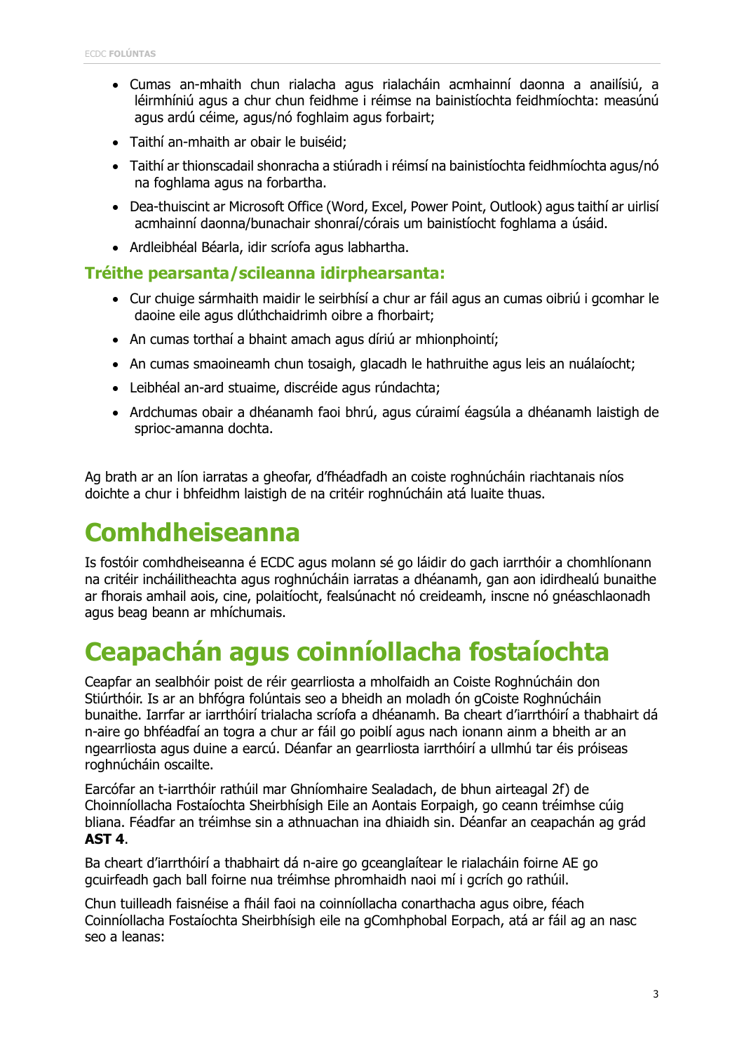- Cumas an-mhaith chun rialacha agus rialacháin acmhainní daonna a anailísiú, a léirmhíniú agus a chur chun feidhme i réimse na bainistíochta feidhmíochta: measúnú agus ardú céime, agus/nó foghlaim agus forbairt;
- Taithí an-mhaith ar obair le buiséid;
- Taithí ar thionscadail shonracha a stiúradh i réimsí na bainistíochta feidhmíochta agus/nó na foghlama agus na forbartha.
- Dea-thuiscint ar Microsoft Office (Word, Excel, Power Point, Outlook) agus taithí ar uirlisí acmhainní daonna/bunachair shonraí/córais um bainistíocht foghlama a úsáid.
- Ardleibhéal Béarla, idir scríofa agus labhartha.

### Tréithe pearsanta/scileanna idirphearsanta:

- Cur chuige sármhaith maidir le seirbhísí a chur ar fáil agus an cumas oibriú i gcomhar le daoine eile agus dlúthchaidrimh oibre a fhorbairt;
- An cumas torthaí a bhaint amach agus díriú ar mhionphointí;
- An cumas smaoineamh chun tosaigh, glacadh le hathruithe agus leis an nuálaíocht;
- Leibhéal an-ard stuaime, discréide agus rúndachta;
- Ardchumas obair a dhéanamh faoi bhrú, agus cúraimí éagsúla a dhéanamh laistigh de sprioc-amanna dochta.

Ag brath ar an líon iarratas a gheofar, d'fhéadfadh an coiste roghnúcháin riachtanais níos doichte a chur i bhfeidhm laistigh de na critéir roghnúcháin atá luaite thuas.

# Comhdheiseanna

Is fostóir comhdheiseanna é ECDC agus molann sé go láidir do gach iarrthóir a chomhlíonann na critéir incháilitheachta agus roghnúcháin iarratas a dhéanamh, gan aon idirdhealú bunaithe ar fhorais amhail aois, cine, polaitíocht, fealsúnacht nó creideamh, inscne nó gnéaschlaonadh agus beag beann ar mhíchumais.

# Ceapachán agus coinníollacha fostaíochta

Ceapfar an sealbhóir poist de réir gearrliosta a mholfaidh an Coiste Roghnúcháin don Stiúrthóir. Is ar an bhfógra folúntais seo a bheidh an moladh ón gCoiste Roghnúcháin bunaithe. Iarrfar ar iarrthóirí trialacha scríofa a dhéanamh. Ba cheart d'iarrthóirí a thabhairt dá n-aire go bhféadfaí an togra a chur ar fáil go poiblí agus nach ionann ainm a bheith ar an ngearrliosta agus duine a earcú. Déanfar an gearrliosta iarrthóirí a ullmhú tar éis próiseas roghnúcháin oscailte.

Earcófar an t-iarrthóir rathúil mar Ghníomhaire Sealadach, de bhun airteagal 2f) de Choinníollacha Fostaíochta Sheirbhísigh Eile an Aontais Eorpaigh, go ceann tréimhse cúig bliana. Féadfar an tréimhse sin a athnuachan ina dhiaidh sin. Déanfar an ceapachán ag grád **AST 4**.

Ba cheart d'iarrthóirí a thabhairt dá n-aire go gceanglaítear le rialacháin foirne AE go gcuirfeadh gach ball foirne nua tréimhse phromhaidh naoi mí i gcrích go rathúil.

Chun tuilleadh faisnéise a fháil faoi na coinníollacha conarthacha agus oibre, féach Coinníollacha Fostaíochta Sheirbhísigh eile na gComhphobal Eorpach, atá ar fáil ag an nasc seo a leanas: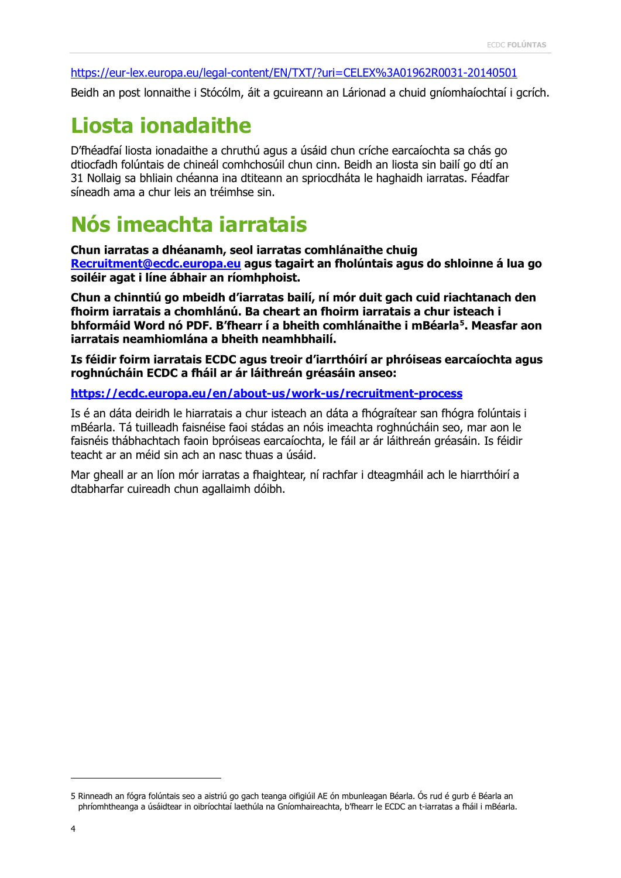https://eur-lex.europa.eu/legal-content/EN/TXT/?uri=CELEX%3A01962R0031-20140501

Beidh an post lonnaithe i Stócólm, áit a gcuireann an Lárionad a chuid gníomhaíochtaí i gcrích.

# Liosta ionadaithe

D'fhéadfaí liosta ionadaithe a chruthú agus a úsáid chun críche earcaíochta sa chás go dtiocfadh folúntais de chineál comhchosúil chun cinn. Beidh an liosta sin bailí go dtí an 31 Nollaig sa bhliain chéanna ina dtiteann an spriocdháta le haghaidh iarratas. Féadfar síneadh ama a chur leis an tréimhse sin.

# Nós imeachta iarratais

**Chun iarratas a dhéanamh, seol iarratas comhlánaithe chuig Recruitment@ecdc.europa.eu agus tagairt an fholúntais agus do shloinne á lua go soiléir agat i líne ábhair an ríomhphoist.**

**Chun a chinntiú go mbeidh d'iarratas bailí, ní mór duit gach cuid riachtanach den fhoirm iarratais a chomhlánú. Ba cheart an fhoirm iarratais a chur isteach i bhformáid Word nó PDF. B'fhearr í a bheith comhlánaithe i mBéarla[5]. Measfar aon iarratais neamhiomlána a bheith neamhbhailí.**

**Is féidir foirm iarratais ECDC agus treoir d'iarrthóirí ar phróiseas earcaíochta agus roghnúcháin ECDC a fháil ar ár láithreán gréasáin anseo:**

**https://ecdc.europa.eu/en/about-us/work-us/recruitment-process**

Is é an dáta deiridh le hiarratais a chur isteach an dáta a fhógraítear san fhógra folúntais i mBéarla. Tá tuilleadh faisnéise faoi stádas an nóis imeachta roghnúcháin seo, mar aon le faisnéis thábhachtach faoin bpróiseas earcaíochta, le fáil ar ár láithreán gréasáin. Is féidir teacht ar an méid sin ach an nasc thuas a úsáid.

Mar gheall ar an líon mór iarratas a fhaightear, ní rachfar i dteagmháil ach le hiarrthóirí a dtabharfar cuireadh chun agallaimh dóibh.

---

[5] Rinneadh an fógra folúntais seo a aistriú go gach teanga oifigiúil AE ón mbunleagan Béarla. Ós rud é gurb é Béarla an phríomhtheanga a úsáidtear in oibríochtaí laethúla na Gníomhaireachta, b'fhearr le ECDC an t-iarratas a fháil i mBéarla.